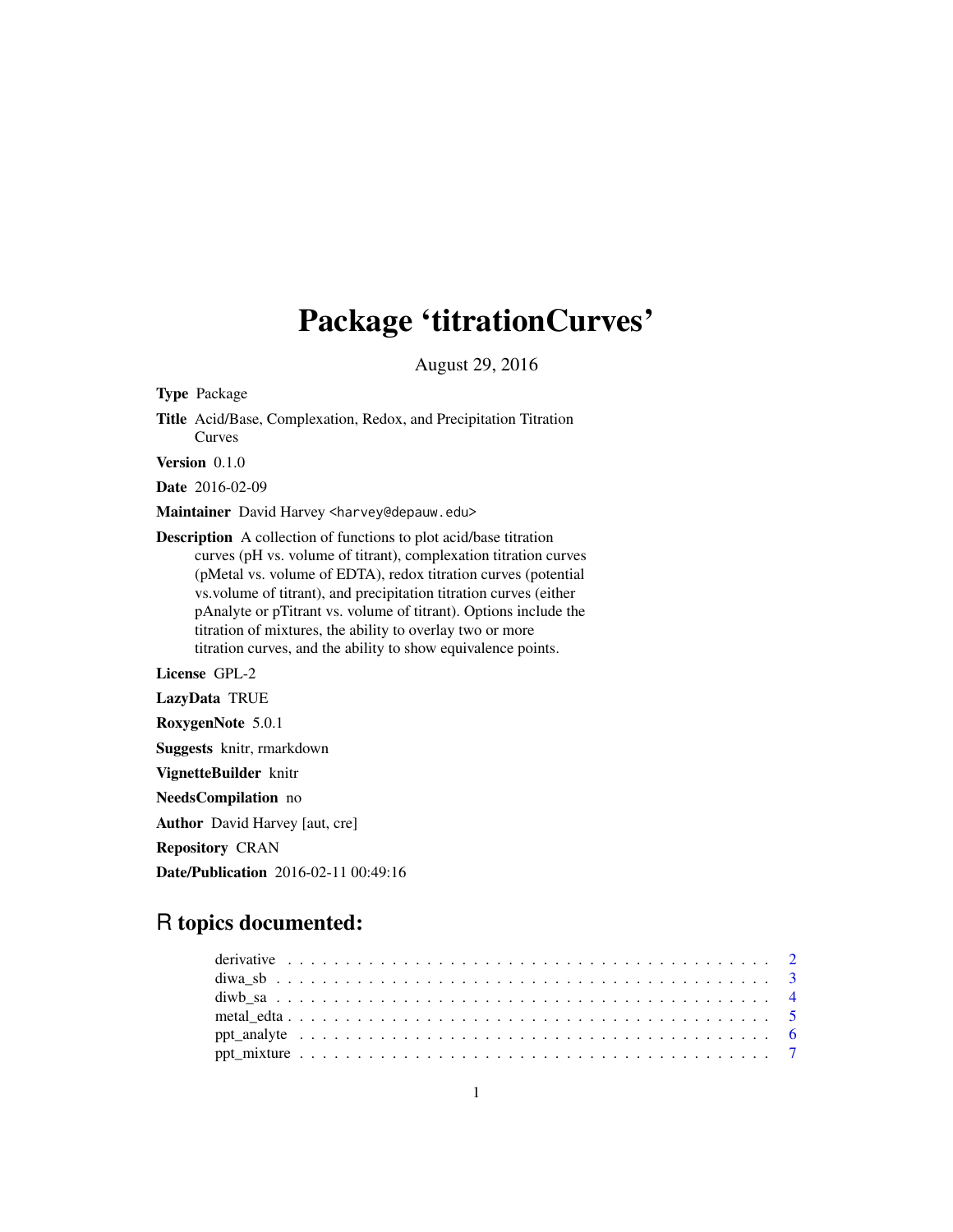# Package 'titrationCurves'

August 29, 2016

**Type** Package

**Title** Acid/Base, Complexation, Redox, and Precipitation Titration Curves

**Version** 0.1.0

**Date** 2016-02-09

**Maintainer** David Harvey <harvey@depauw.edu>

**Description** A collection of functions to plot acid/base titration curves (pH vs. volume of titrant), complexation titration curves (pMetal vs. volume of EDTA), redox titration curves (potential vs.volume of titrant), and precipitation titration curves (either pAnalyte or pTitrant vs. volume of titrant). Options include the titration of mixtures, the ability to overlay two or more titration curves, and the ability to show equivalence points.

**License** GPL-2

**LazyData** TRUE

**RoxygenNote** 5.0.1

**Suggests** knitr, rmarkdown

**VignetteBuilder** knitr

**NeedsCompilation** no

**Author** David Harvey [aut, cre]

**Repository** CRAN

**Date/Publication** 2016-02-11 00:49:16

## R topics documented:

derivative . . . . . . . . . . . . . . . . . . . . . . . . . . . . . . . . . . . . . . . . . 2
diwa_sb . . . . . . . . . . . . . . . . . . . . . . . . . . . . . . . . . . . . . . . . . . 3
diwb_sa . . . . . . . . . . . . . . . . . . . . . . . . . . . . . . . . . . . . . . . . . . 4
metal_edta . . . . . . . . . . . . . . . . . . . . . . . . . . . . . . . . . . . . . . . . 5
ppt_analyte . . . . . . . . . . . . . . . . . . . . . . . . . . . . . . . . . . . . . . . . 6
ppt_mixture . . . . . . . . . . . . . . . . . . . . . . . . . . . . . . . . . . . . . . . . 7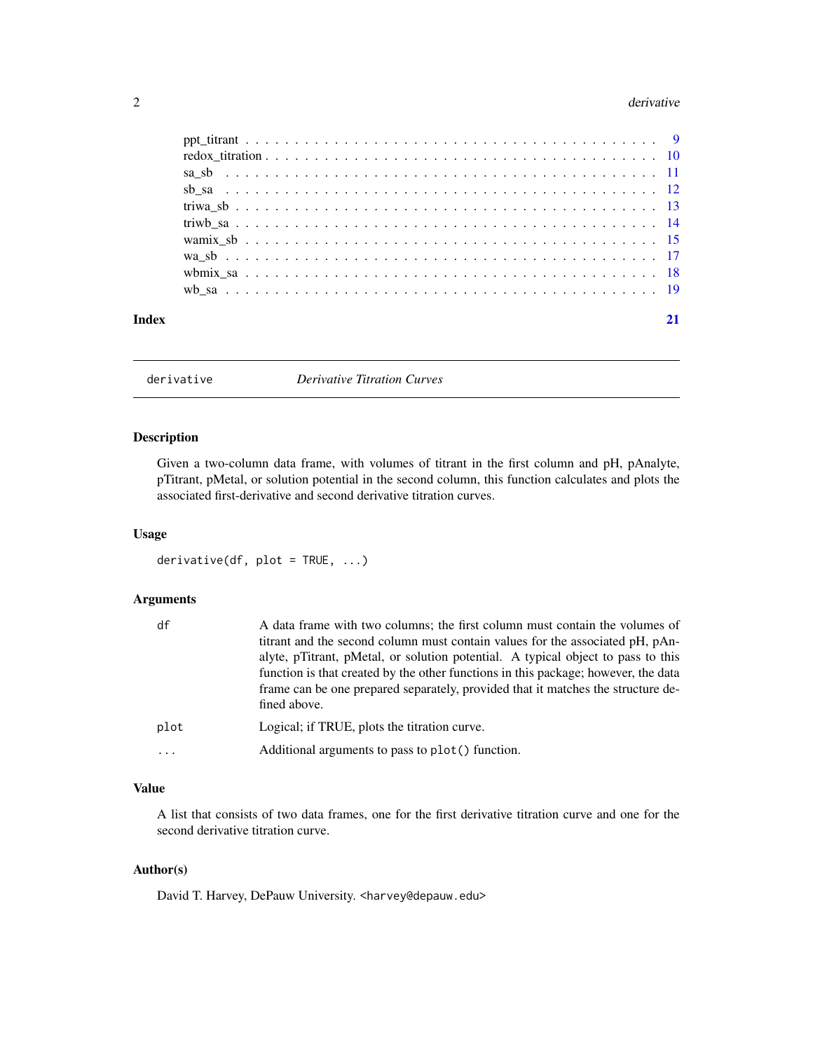| | |
|---|---|
| ppt_titrant | 9 |
| redox_titration | 10 |
| sa_sb | 11 |
| sb_sa | 12 |
| triwa_sb | 13 |
| triwb_sa | 14 |
| wamix_sb | 15 |
| wa_sb | 17 |
| wbmix_sa | 18 |
| wb_sa | 19 |

**Index** 21

---

## derivative — *Derivative Titration Curves*

---

### Description

Given a two-column data frame, with volumes of titrant in the first column and pH, pAnalyte, pTitrant, pMetal, or solution potential in the second column, this function calculates and plots the associated first-derivative and second derivative titration curves.

### Usage

```
derivative(df, plot = TRUE, ...)
```

### Arguments

| | |
|---|---|
| df | A data frame with two columns; the first column must contain the volumes of titrant and the second column must contain values for the associated pH, pAnalyte, pTitrant, pMetal, or solution potential. A typical object to pass to this function is that created by the other functions in this package; however, the data frame can be one prepared separately, provided that it matches the structure defined above. |
| plot | Logical; if TRUE, plots the titration curve. |
| ... | Additional arguments to pass to `plot()` function. |

### Value

A list that consists of two data frames, one for the first derivative titration curve and one for the second derivative titration curve.

### Author(s)

David T. Harvey, DePauw University. <harvey@depauw.edu>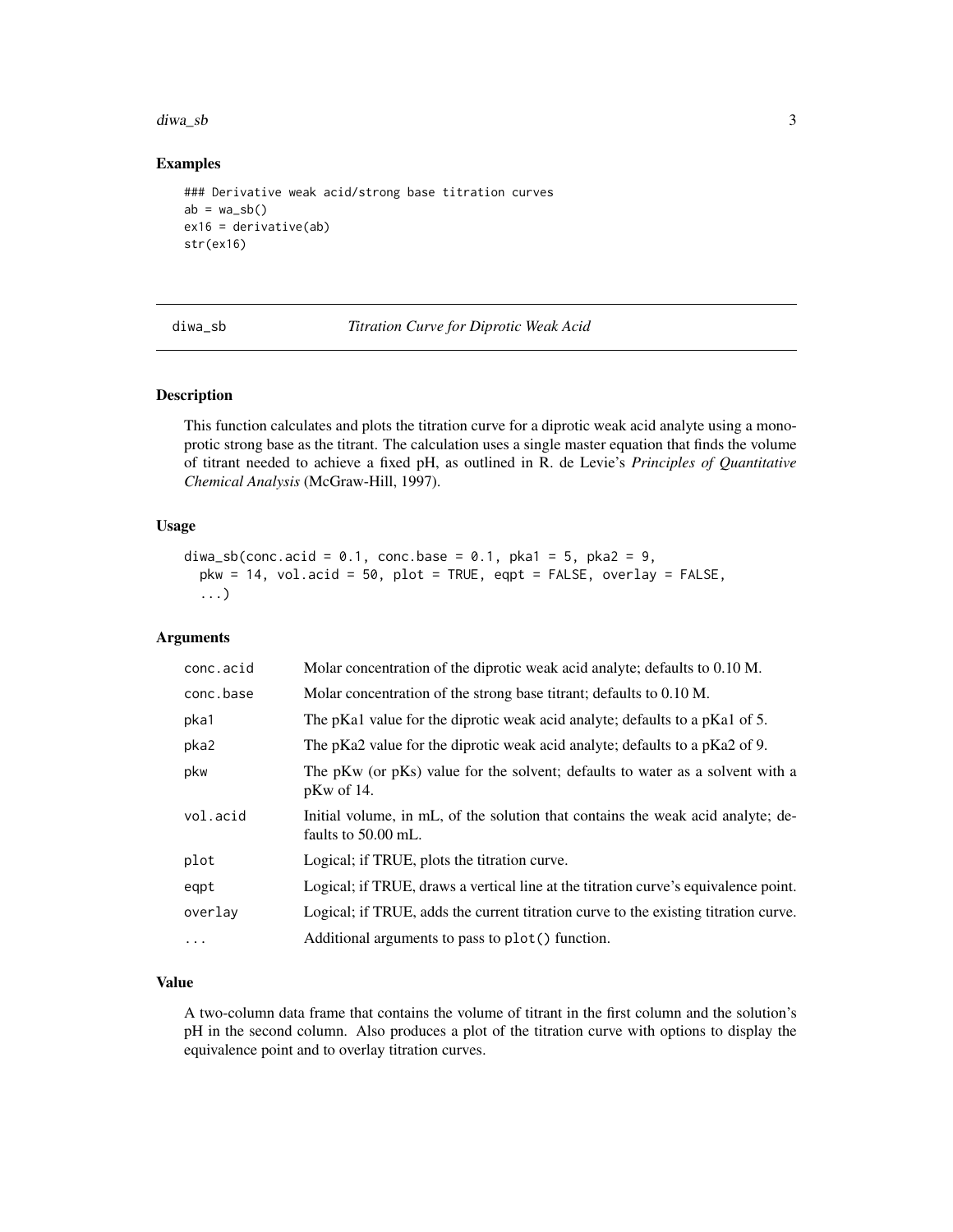### Examples

```
### Derivative weak acid/strong base titration curves
ab = wa_sb()
ex16 = derivative(ab)
str(ex16)
```

---

## diwa_sb — *Titration Curve for Diprotic Weak Acid*

### Description

This function calculates and plots the titration curve for a diprotic weak acid analyte using a monoprotic strong base as the titrant. The calculation uses a single master equation that finds the volume of titrant needed to achieve a fixed pH, as outlined in R. de Levie's *Principles of Quantitative Chemical Analysis* (McGraw-Hill, 1997).

### Usage

```
diwa_sb(conc.acid = 0.1, conc.base = 0.1, pka1 = 5, pka2 = 9,
  pkw = 14, vol.acid = 50, plot = TRUE, eqpt = FALSE, overlay = FALSE,
  ...)
```

### Arguments

| Argument | Description |
|---|---|
| conc.acid | Molar concentration of the diprotic weak acid analyte; defaults to 0.10 M. |
| conc.base | Molar concentration of the strong base titrant; defaults to 0.10 M. |
| pka1 | The pKa1 value for the diprotic weak acid analyte; defaults to a pKa1 of 5. |
| pka2 | The pKa2 value for the diprotic weak acid analyte; defaults to a pKa2 of 9. |
| pkw | The pKw (or pKs) value for the solvent; defaults to water as a solvent with a pKw of 14. |
| vol.acid | Initial volume, in mL, of the solution that contains the weak acid analyte; defaults to 50.00 mL. |
| plot | Logical; if TRUE, plots the titration curve. |
| eqpt | Logical; if TRUE, draws a vertical line at the titration curve's equivalence point. |
| overlay | Logical; if TRUE, adds the current titration curve to the existing titration curve. |
| ... | Additional arguments to pass to `plot()` function. |

### Value

A two-column data frame that contains the volume of titrant in the first column and the solution's pH in the second column. Also produces a plot of the titration curve with options to display the equivalence point and to overlay titration curves.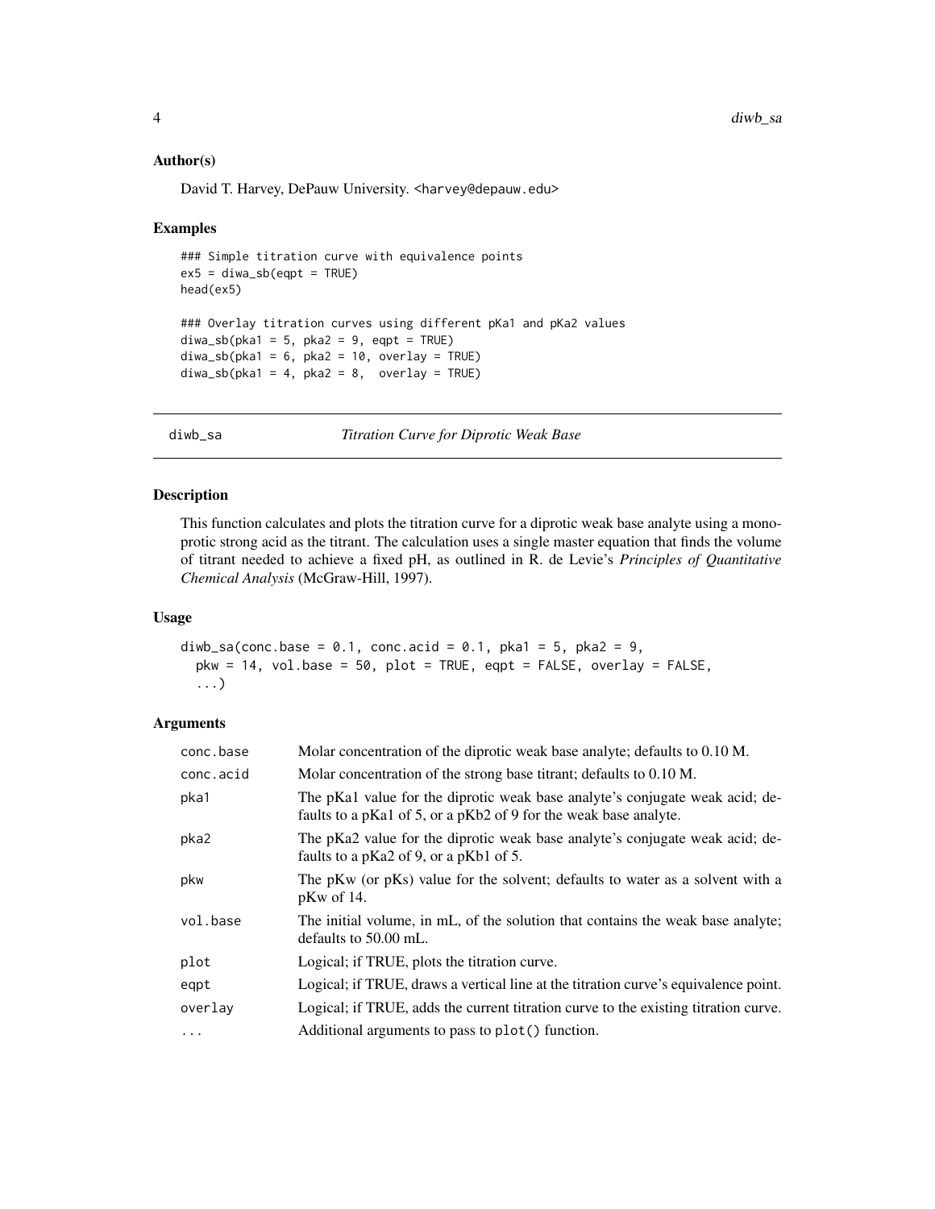### Author(s)

David T. Harvey, DePauw University. <harvey@depauw.edu>

### Examples

```
### Simple titration curve with equivalence points
ex5 = diwa_sb(eqpt = TRUE)
head(ex5)

### Overlay titration curves using different pKa1 and pKa2 values
diwa_sb(pka1 = 5, pka2 = 9, eqpt = TRUE)
diwa_sb(pka1 = 6, pka2 = 10, overlay = TRUE)
diwa_sb(pka1 = 4, pka2 = 8,  overlay = TRUE)
```

---

## diwb_sa — *Titration Curve for Diprotic Weak Base*

### Description

This function calculates and plots the titration curve for a diprotic weak base analyte using a monoprotic strong acid as the titrant. The calculation uses a single master equation that finds the volume of titrant needed to achieve a fixed pH, as outlined in R. de Levie's *Principles of Quantitative Chemical Analysis* (McGraw-Hill, 1997).

### Usage

```
diwb_sa(conc.base = 0.1, conc.acid = 0.1, pka1 = 5, pka2 = 9,
  pkw = 14, vol.base = 50, plot = TRUE, eqpt = FALSE, overlay = FALSE,
  ...)
```

### Arguments

| Argument | Description |
|---|---|
| conc.base | Molar concentration of the diprotic weak base analyte; defaults to 0.10 M. |
| conc.acid | Molar concentration of the strong base titrant; defaults to 0.10 M. |
| pka1 | The pKa1 value for the diprotic weak base analyte's conjugate weak acid; defaults to a pKa1 of 5, or a pKb2 of 9 for the weak base analyte. |
| pka2 | The pKa2 value for the diprotic weak base analyte's conjugate weak acid; defaults to a pKa2 of 9, or a pKb1 of 5. |
| pkw | The pKw (or pKs) value for the solvent; defaults to water as a solvent with a pKw of 14. |
| vol.base | The initial volume, in mL, of the solution that contains the weak base analyte; defaults to 50.00 mL. |
| plot | Logical; if TRUE, plots the titration curve. |
| eqpt | Logical; if TRUE, draws a vertical line at the titration curve's equivalence point. |
| overlay | Logical; if TRUE, adds the current titration curve to the existing titration curve. |
| ... | Additional arguments to pass to plot() function. |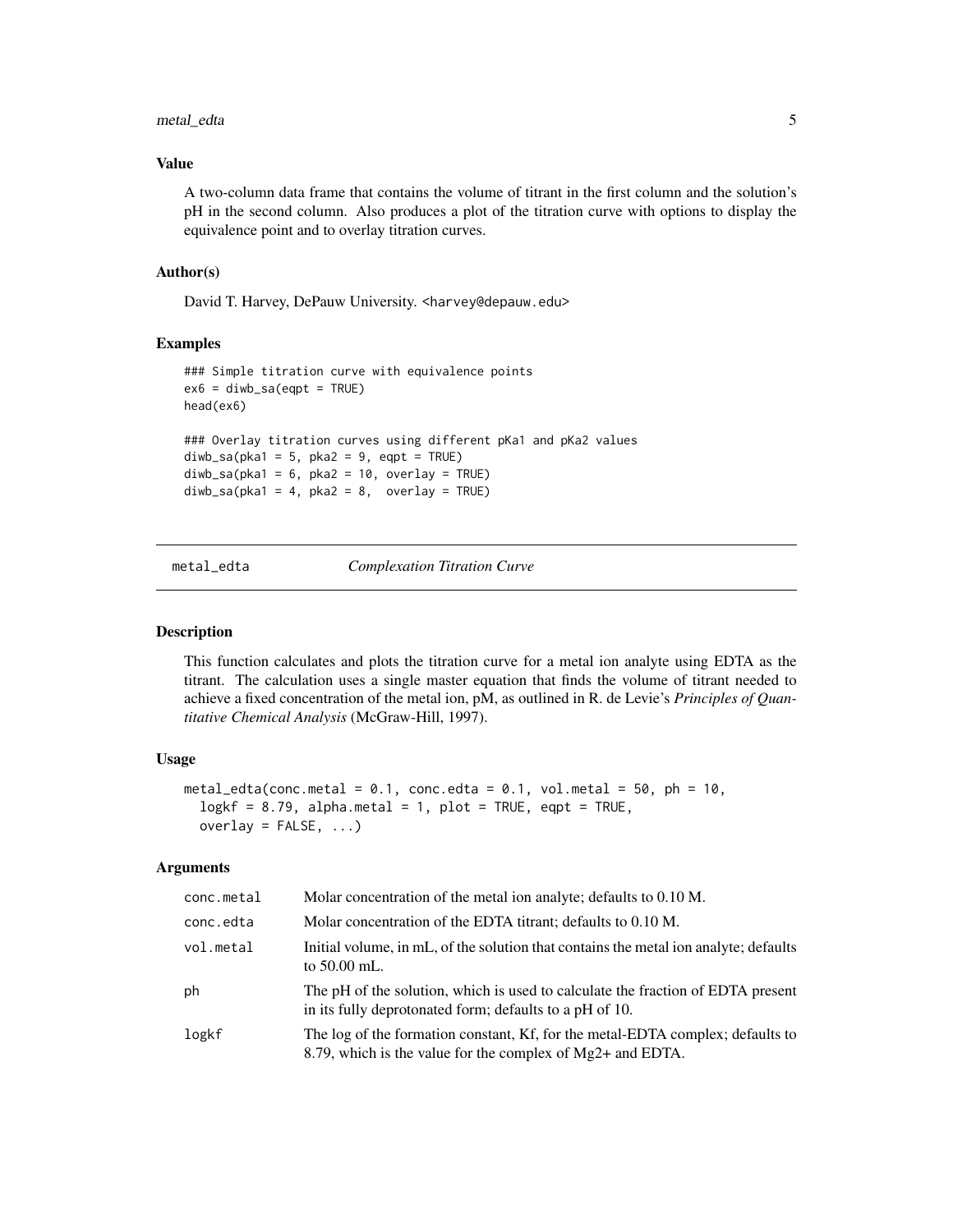### Value

A two-column data frame that contains the volume of titrant in the first column and the solution's pH in the second column. Also produces a plot of the titration curve with options to display the equivalence point and to overlay titration curves.

### Author(s)

David T. Harvey, DePauw University. <harvey@depauw.edu>

### Examples

```
### Simple titration curve with equivalence points
ex6 = diwb_sa(eqpt = TRUE)
head(ex6)

### Overlay titration curves using different pKa1 and pKa2 values
diwb_sa(pka1 = 5, pka2 = 9, eqpt = TRUE)
diwb_sa(pka1 = 6, pka2 = 10, overlay = TRUE)
diwb_sa(pka1 = 4, pka2 = 8,  overlay = TRUE)
```

## metal_edta — *Complexation Titration Curve*

### Description

This function calculates and plots the titration curve for a metal ion analyte using EDTA as the titrant. The calculation uses a single master equation that finds the volume of titrant needed to achieve a fixed concentration of the metal ion, pM, as outlined in R. de Levie's *Principles of Quantitative Chemical Analysis* (McGraw-Hill, 1997).

### Usage

```
metal_edta(conc.metal = 0.1, conc.edta = 0.1, vol.metal = 50, ph = 10,
  logkf = 8.79, alpha.metal = 1, plot = TRUE, eqpt = TRUE,
  overlay = FALSE, ...)
```

### Arguments

| | |
|---|---|
| conc.metal | Molar concentration of the metal ion analyte; defaults to 0.10 M. |
| conc.edta | Molar concentration of the EDTA titrant; defaults to 0.10 M. |
| vol.metal | Initial volume, in mL, of the solution that contains the metal ion analyte; defaults to 50.00 mL. |
| ph | The pH of the solution, which is used to calculate the fraction of EDTA present in its fully deprotonated form; defaults to a pH of 10. |
| logkf | The log of the formation constant, Kf, for the metal-EDTA complex; defaults to 8.79, which is the value for the complex of Mg2+ and EDTA. |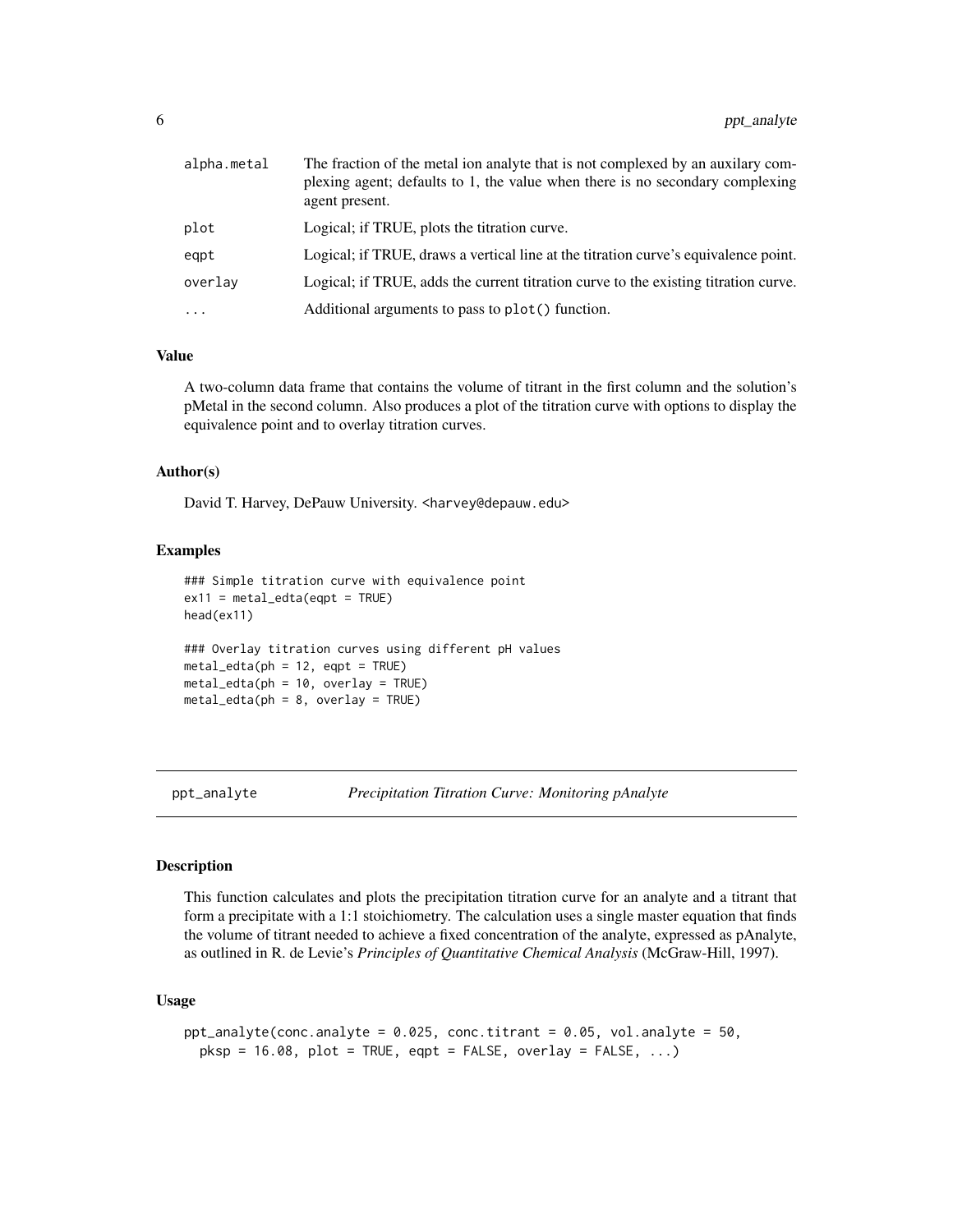| | |
|---|---|
| alpha.metal | The fraction of the metal ion analyte that is not complexed by an auxilary complexing agent; defaults to 1, the value when there is no secondary complexing agent present. |
| plot | Logical; if TRUE, plots the titration curve. |
| eqpt | Logical; if TRUE, draws a vertical line at the titration curve's equivalence point. |
| overlay | Logical; if TRUE, adds the current titration curve to the existing titration curve. |
| ... | Additional arguments to pass to plot() function. |

### Value

A two-column data frame that contains the volume of titrant in the first column and the solution's pMetal in the second column. Also produces a plot of the titration curve with options to display the equivalence point and to overlay titration curves.

### Author(s)

David T. Harvey, DePauw University. <harvey@depauw.edu>

### Examples

```
### Simple titration curve with equivalence point
ex11 = metal_edta(eqpt = TRUE)
head(ex11)

### Overlay titration curves using different pH values
metal_edta(ph = 12, eqpt = TRUE)
metal_edta(ph = 10, overlay = TRUE)
metal_edta(ph = 8, overlay = TRUE)
```

---

## ppt_analyte — *Precipitation Titration Curve: Monitoring pAnalyte*

### Description

This function calculates and plots the precipitation titration curve for an analyte and a titrant that form a precipitate with a 1:1 stoichiometry. The calculation uses a single master equation that finds the volume of titrant needed to achieve a fixed concentration of the analyte, expressed as pAnalyte, as outlined in R. de Levie's *Principles of Quantitative Chemical Analysis* (McGraw-Hill, 1997).

### Usage

```
ppt_analyte(conc.analyte = 0.025, conc.titrant = 0.05, vol.analyte = 50,
  pksp = 16.08, plot = TRUE, eqpt = FALSE, overlay = FALSE, ...)
```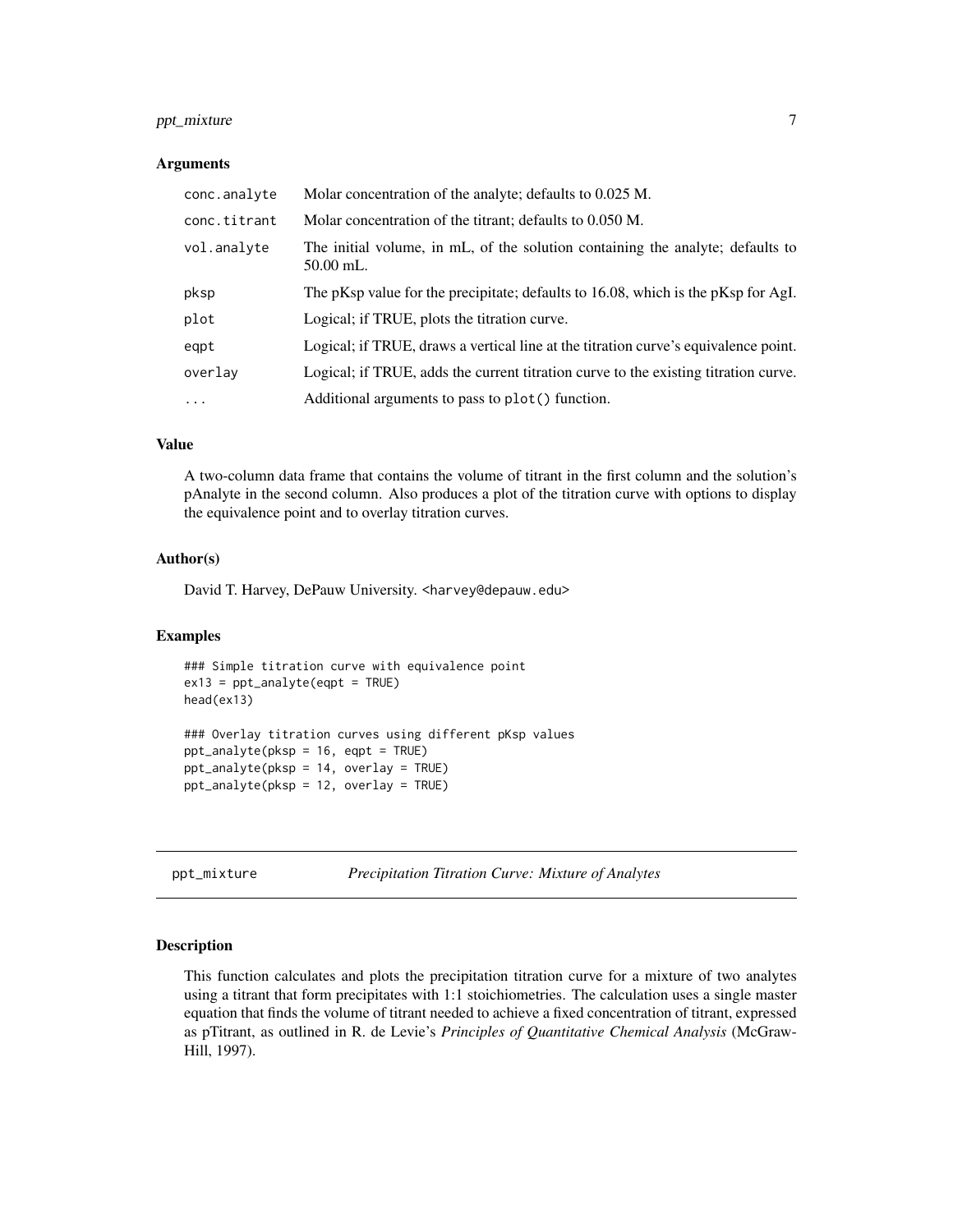### Arguments

| | |
|---|---|
| conc.analyte | Molar concentration of the analyte; defaults to 0.025 M. |
| conc.titrant | Molar concentration of the titrant; defaults to 0.050 M. |
| vol.analyte | The initial volume, in mL, of the solution containing the analyte; defaults to 50.00 mL. |
| pksp | The pKsp value for the precipitate; defaults to 16.08, which is the pKsp for AgI. |
| plot | Logical; if TRUE, plots the titration curve. |
| eqpt | Logical; if TRUE, draws a vertical line at the titration curve's equivalence point. |
| overlay | Logical; if TRUE, adds the current titration curve to the existing titration curve. |
| ... | Additional arguments to pass to plot() function. |

### Value

A two-column data frame that contains the volume of titrant in the first column and the solution's pAnalyte in the second column. Also produces a plot of the titration curve with options to display the equivalence point and to overlay titration curves.

### Author(s)

David T. Harvey, DePauw University. <harvey@depauw.edu>

### Examples

```
### Simple titration curve with equivalence point
ex13 = ppt_analyte(eqpt = TRUE)
head(ex13)

### Overlay titration curves using different pKsp values
ppt_analyte(pksp = 16, eqpt = TRUE)
ppt_analyte(pksp = 14, overlay = TRUE)
ppt_analyte(pksp = 12, overlay = TRUE)
```

---

## ppt_mixture *Precipitation Titration Curve: Mixture of Analytes*

---

### Description

This function calculates and plots the precipitation titration curve for a mixture of two analytes using a titrant that form precipitates with 1:1 stoichiometries. The calculation uses a single master equation that finds the volume of titrant needed to achieve a fixed concentration of titrant, expressed as pTitrant, as outlined in R. de Levie's *Principles of Quantitative Chemical Analysis* (McGraw-Hill, 1997).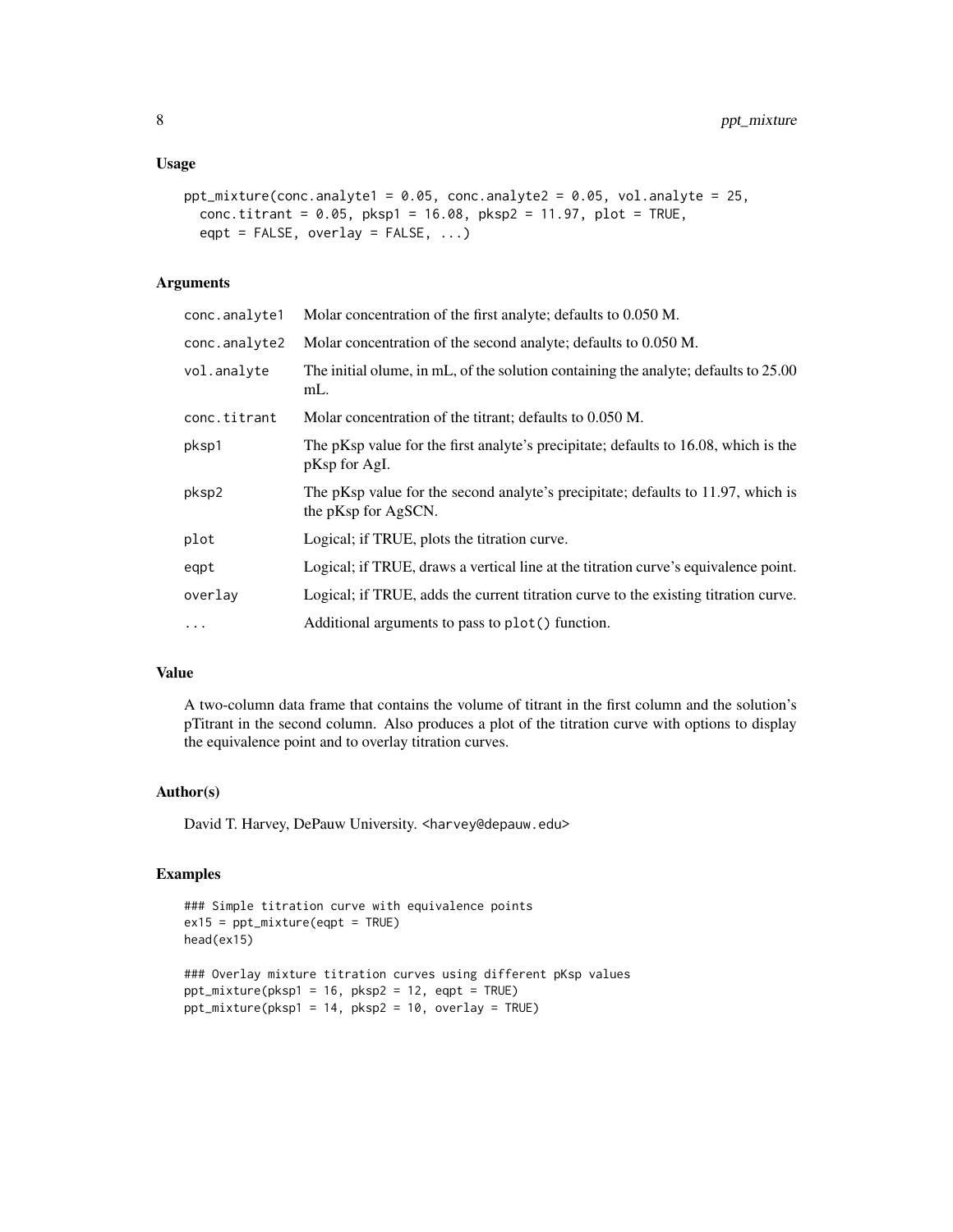## Usage

```
ppt_mixture(conc.analyte1 = 0.05, conc.analyte2 = 0.05, vol.analyte = 25,
  conc.titrant = 0.05, pksp1 = 16.08, pksp2 = 11.97, plot = TRUE,
  eqpt = FALSE, overlay = FALSE, ...)
```

## Arguments

| | |
|---|---|
| conc.analyte1 | Molar concentration of the first analyte; defaults to 0.050 M. |
| conc.analyte2 | Molar concentration of the second analyte; defaults to 0.050 M. |
| vol.analyte | The initial olume, in mL, of the solution containing the analyte; defaults to 25.00 mL. |
| conc.titrant | Molar concentration of the titrant; defaults to 0.050 M. |
| pksp1 | The pKsp value for the first analyte's precipitate; defaults to 16.08, which is the pKsp for AgI. |
| pksp2 | The pKsp value for the second analyte's precipitate; defaults to 11.97, which is the pKsp for AgSCN. |
| plot | Logical; if TRUE, plots the titration curve. |
| eqpt | Logical; if TRUE, draws a vertical line at the titration curve's equivalence point. |
| overlay | Logical; if TRUE, adds the current titration curve to the existing titration curve. |
| ... | Additional arguments to pass to plot() function. |

## Value

A two-column data frame that contains the volume of titrant in the first column and the solution's pTitrant in the second column. Also produces a plot of the titration curve with options to display the equivalence point and to overlay titration curves.

## Author(s)

David T. Harvey, DePauw University. <harvey@depauw.edu>

## Examples

```
### Simple titration curve with equivalence points
ex15 = ppt_mixture(eqpt = TRUE)
head(ex15)

### Overlay mixture titration curves using different pKsp values
ppt_mixture(pksp1 = 16, pksp2 = 12, eqpt = TRUE)
ppt_mixture(pksp1 = 14, pksp2 = 10, overlay = TRUE)
```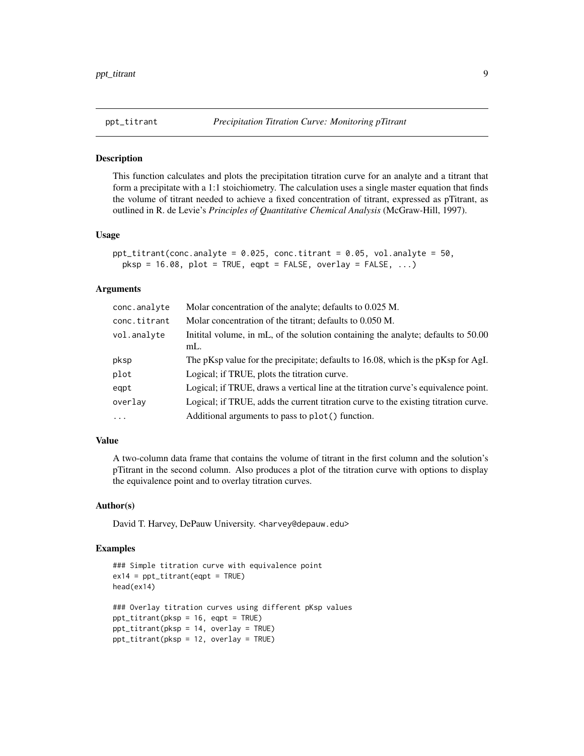# ppt_titrant — *Precipitation Titration Curve: Monitoring pTitrant*

## Description

This function calculates and plots the precipitation titration curve for an analyte and a titrant that form a precipitate with a 1:1 stoichiometry. The calculation uses a single master equation that finds the volume of titrant needed to achieve a fixed concentration of titrant, expressed as pTitrant, as outlined in R. de Levie's *Principles of Quantitative Chemical Analysis* (McGraw-Hill, 1997).

## Usage

```
ppt_titrant(conc.analyte = 0.025, conc.titrant = 0.05, vol.analyte = 50,
  pksp = 16.08, plot = TRUE, eqpt = FALSE, overlay = FALSE, ...)
```

## Arguments

| Argument | Description |
|---|---|
| conc.analyte | Molar concentration of the analyte; defaults to 0.025 M. |
| conc.titrant | Molar concentration of the titrant; defaults to 0.050 M. |
| vol.analyte | Initital volume, in mL, of the solution containing the analyte; defaults to 50.00 mL. |
| pksp | The pKsp value for the precipitate; defaults to 16.08, which is the pKsp for AgI. |
| plot | Logical; if TRUE, plots the titration curve. |
| eqpt | Logical; if TRUE, draws a vertical line at the titration curve's equivalence point. |
| overlay | Logical; if TRUE, adds the current titration curve to the existing titration curve. |
| ... | Additional arguments to pass to plot() function. |

## Value

A two-column data frame that contains the volume of titrant in the first column and the solution's pTitrant in the second column. Also produces a plot of the titration curve with options to display the equivalence point and to overlay titration curves.

## Author(s)

David T. Harvey, DePauw University. <harvey@depauw.edu>

## Examples

```
### Simple titration curve with equivalence point
ex14 = ppt_titrant(eqpt = TRUE)
head(ex14)

### Overlay titration curves using different pKsp values
ppt_titrant(pksp = 16, eqpt = TRUE)
ppt_titrant(pksp = 14, overlay = TRUE)
ppt_titrant(pksp = 12, overlay = TRUE)
```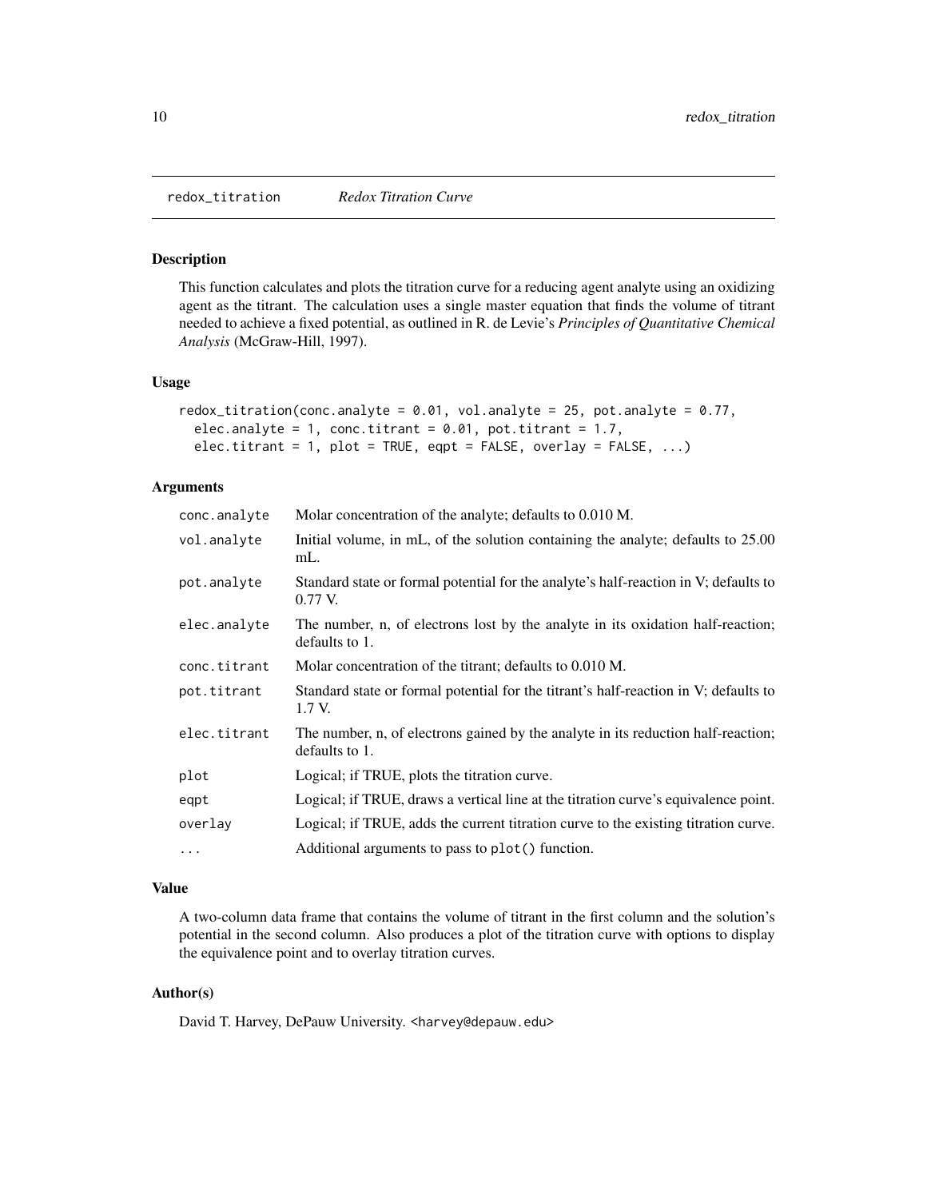## redox_titration *Redox Titration Curve*

### Description

This function calculates and plots the titration curve for a reducing agent analyte using an oxidizing agent as the titrant. The calculation uses a single master equation that finds the volume of titrant needed to achieve a fixed potential, as outlined in R. de Levie's *Principles of Quantitative Chemical Analysis* (McGraw-Hill, 1997).

### Usage

```
redox_titration(conc.analyte = 0.01, vol.analyte = 25, pot.analyte = 0.77,
  elec.analyte = 1, conc.titrant = 0.01, pot.titrant = 1.7,
  elec.titrant = 1, plot = TRUE, eqpt = FALSE, overlay = FALSE, ...)
```

### Arguments

| | |
|---|---|
| conc.analyte | Molar concentration of the analyte; defaults to 0.010 M. |
| vol.analyte | Initial volume, in mL, of the solution containing the analyte; defaults to 25.00 mL. |
| pot.analyte | Standard state or formal potential for the analyte's half-reaction in V; defaults to 0.77 V. |
| elec.analyte | The number, n, of electrons lost by the analyte in its oxidation half-reaction; defaults to 1. |
| conc.titrant | Molar concentration of the titrant; defaults to 0.010 M. |
| pot.titrant | Standard state or formal potential for the titrant's half-reaction in V; defaults to 1.7 V. |
| elec.titrant | The number, n, of electrons gained by the analyte in its reduction half-reaction; defaults to 1. |
| plot | Logical; if TRUE, plots the titration curve. |
| eqpt | Logical; if TRUE, draws a vertical line at the titration curve's equivalence point. |
| overlay | Logical; if TRUE, adds the current titration curve to the existing titration curve. |
| ... | Additional arguments to pass to plot() function. |

### Value

A two-column data frame that contains the volume of titrant in the first column and the solution's potential in the second column. Also produces a plot of the titration curve with options to display the equivalence point and to overlay titration curves.

### Author(s)

David T. Harvey, DePauw University. <harvey@depauw.edu>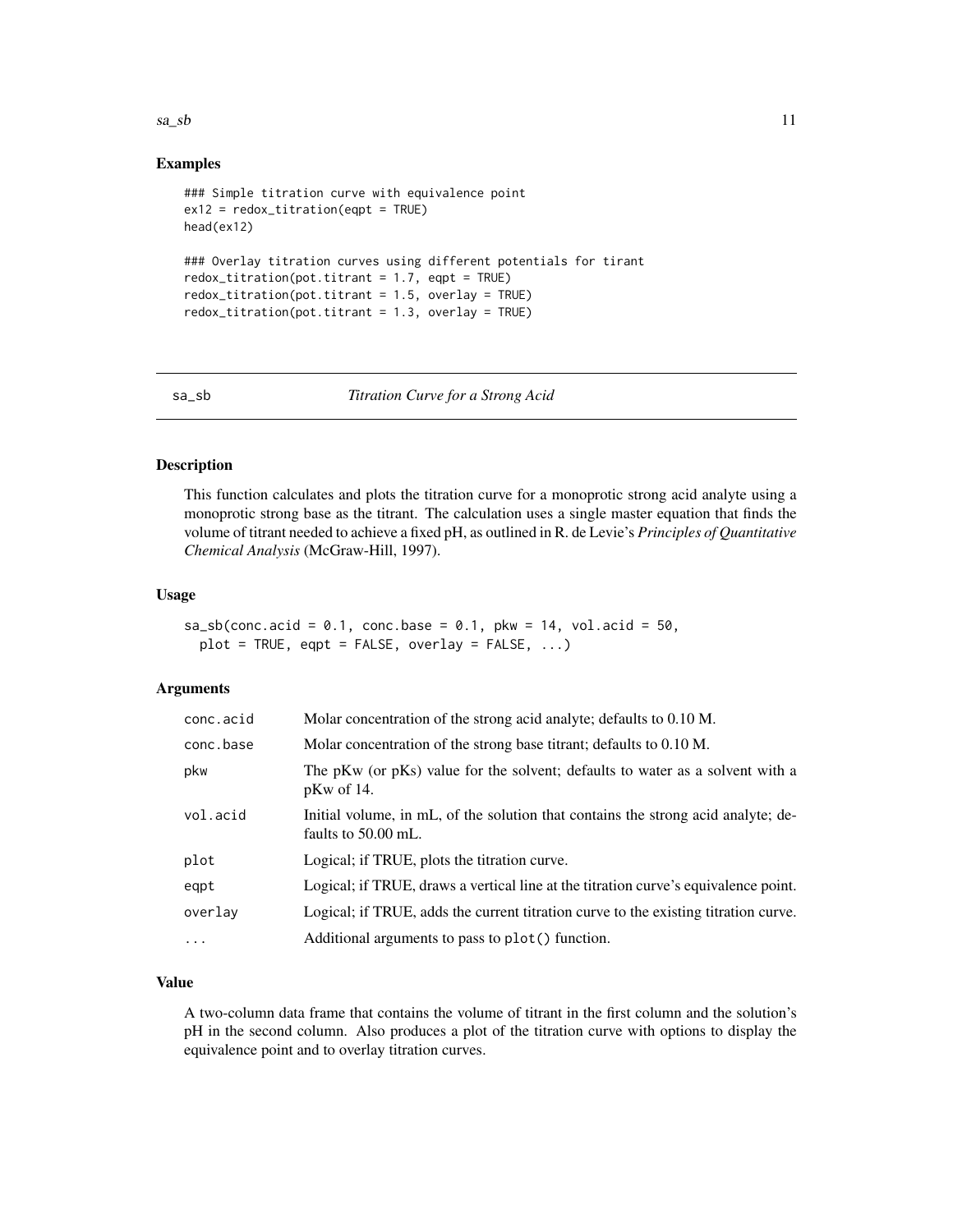## Examples

```
### Simple titration curve with equivalence point
ex12 = redox_titration(eqpt = TRUE)
head(ex12)

### Overlay titration curves using different potentials for tirant
redox_titration(pot.titrant = 1.7, eqpt = TRUE)
redox_titration(pot.titrant = 1.5, overlay = TRUE)
redox_titration(pot.titrant = 1.3, overlay = TRUE)
```

---

# sa_sb *Titration Curve for a Strong Acid*

---

## Description

This function calculates and plots the titration curve for a monoprotic strong acid analyte using a monoprotic strong base as the titrant. The calculation uses a single master equation that finds the volume of titrant needed to achieve a fixed pH, as outlined in R. de Levie's *Principles of Quantitative Chemical Analysis* (McGraw-Hill, 1997).

## Usage

```
sa_sb(conc.acid = 0.1, conc.base = 0.1, pkw = 14, vol.acid = 50,
  plot = TRUE, eqpt = FALSE, overlay = FALSE, ...)
```

## Arguments

| | |
|---|---|
| conc.acid | Molar concentration of the strong acid analyte; defaults to 0.10 M. |
| conc.base | Molar concentration of the strong base titrant; defaults to 0.10 M. |
| pkw | The pKw (or pKs) value for the solvent; defaults to water as a solvent with a pKw of 14. |
| vol.acid | Initial volume, in mL, of the solution that contains the strong acid analyte; defaults to 50.00 mL. |
| plot | Logical; if TRUE, plots the titration curve. |
| eqpt | Logical; if TRUE, draws a vertical line at the titration curve's equivalence point. |
| overlay | Logical; if TRUE, adds the current titration curve to the existing titration curve. |
| ... | Additional arguments to pass to plot() function. |

## Value

A two-column data frame that contains the volume of titrant in the first column and the solution's pH in the second column. Also produces a plot of the titration curve with options to display the equivalence point and to overlay titration curves.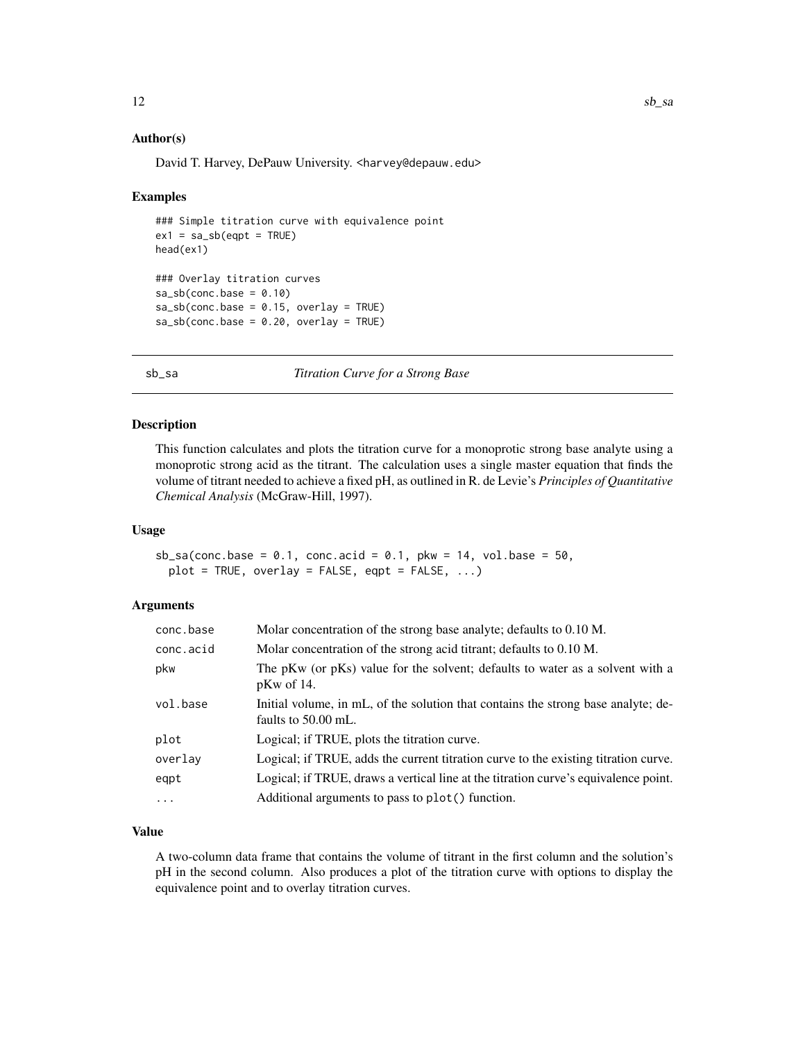### Author(s)

David T. Harvey, DePauw University. <harvey@depauw.edu>

### Examples

```
### Simple titration curve with equivalence point
ex1 = sa_sb(eqpt = TRUE)
head(ex1)

### Overlay titration curves
sa_sb(conc.base = 0.10)
sa_sb(conc.base = 0.15, overlay = TRUE)
sa_sb(conc.base = 0.20, overlay = TRUE)
```

---

## sb_sa — *Titration Curve for a Strong Base*

### Description

This function calculates and plots the titration curve for a monoprotic strong base analyte using a monoprotic strong acid as the titrant. The calculation uses a single master equation that finds the volume of titrant needed to achieve a fixed pH, as outlined in R. de Levie's *Principles of Quantitative Chemical Analysis* (McGraw-Hill, 1997).

### Usage

```
sb_sa(conc.base = 0.1, conc.acid = 0.1, pkw = 14, vol.base = 50,
  plot = TRUE, overlay = FALSE, eqpt = FALSE, ...)
```

### Arguments

| | |
|---|---|
| conc.base | Molar concentration of the strong base analyte; defaults to 0.10 M. |
| conc.acid | Molar concentration of the strong acid titrant; defaults to 0.10 M. |
| pkw | The pKw (or pKs) value for the solvent; defaults to water as a solvent with a pKw of 14. |
| vol.base | Initial volume, in mL, of the solution that contains the strong base analyte; defaults to 50.00 mL. |
| plot | Logical; if TRUE, plots the titration curve. |
| overlay | Logical; if TRUE, adds the current titration curve to the existing titration curve. |
| eqpt | Logical; if TRUE, draws a vertical line at the titration curve's equivalence point. |
| ... | Additional arguments to pass to plot() function. |

### Value

A two-column data frame that contains the volume of titrant in the first column and the solution's pH in the second column. Also produces a plot of the titration curve with options to display the equivalence point and to overlay titration curves.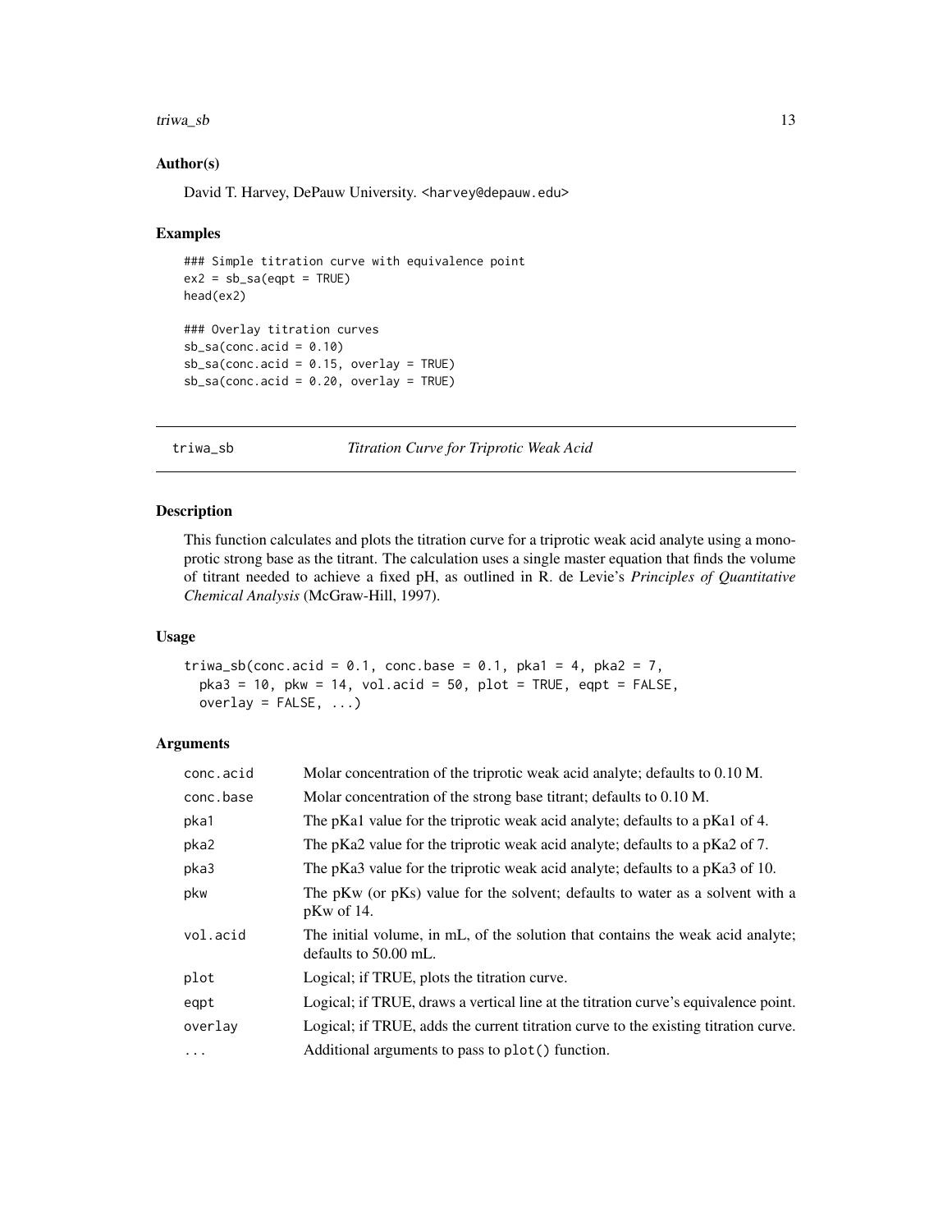### Author(s)

David T. Harvey, DePauw University. <harvey@depauw.edu>

### Examples

```
### Simple titration curve with equivalence point
ex2 = sb_sa(eqpt = TRUE)
head(ex2)

### Overlay titration curves
sb_sa(conc.acid = 0.10)
sb_sa(conc.acid = 0.15, overlay = TRUE)
sb_sa(conc.acid = 0.20, overlay = TRUE)
```

---

## triwa_sb *Titration Curve for Triprotic Weak Acid*

### Description

This function calculates and plots the titration curve for a triprotic weak acid analyte using a monoprotic strong base as the titrant. The calculation uses a single master equation that finds the volume of titrant needed to achieve a fixed pH, as outlined in R. de Levie's *Principles of Quantitative Chemical Analysis* (McGraw-Hill, 1997).

### Usage

```
triwa_sb(conc.acid = 0.1, conc.base = 0.1, pka1 = 4, pka2 = 7,
  pka3 = 10, pkw = 14, vol.acid = 50, plot = TRUE, eqpt = FALSE,
  overlay = FALSE, ...)
```

### Arguments

| | |
|---|---|
| conc.acid | Molar concentration of the triprotic weak acid analyte; defaults to 0.10 M. |
| conc.base | Molar concentration of the strong base titrant; defaults to 0.10 M. |
| pka1 | The pKa1 value for the triprotic weak acid analyte; defaults to a pKa1 of 4. |
| pka2 | The pKa2 value for the triprotic weak acid analyte; defaults to a pKa2 of 7. |
| pka3 | The pKa3 value for the triprotic weak acid analyte; defaults to a pKa3 of 10. |
| pkw | The pKw (or pKs) value for the solvent; defaults to water as a solvent with a pKw of 14. |
| vol.acid | The initial volume, in mL, of the solution that contains the weak acid analyte; defaults to 50.00 mL. |
| plot | Logical; if TRUE, plots the titration curve. |
| eqpt | Logical; if TRUE, draws a vertical line at the titration curve's equivalence point. |
| overlay | Logical; if TRUE, adds the current titration curve to the existing titration curve. |
| ... | Additional arguments to pass to plot() function. |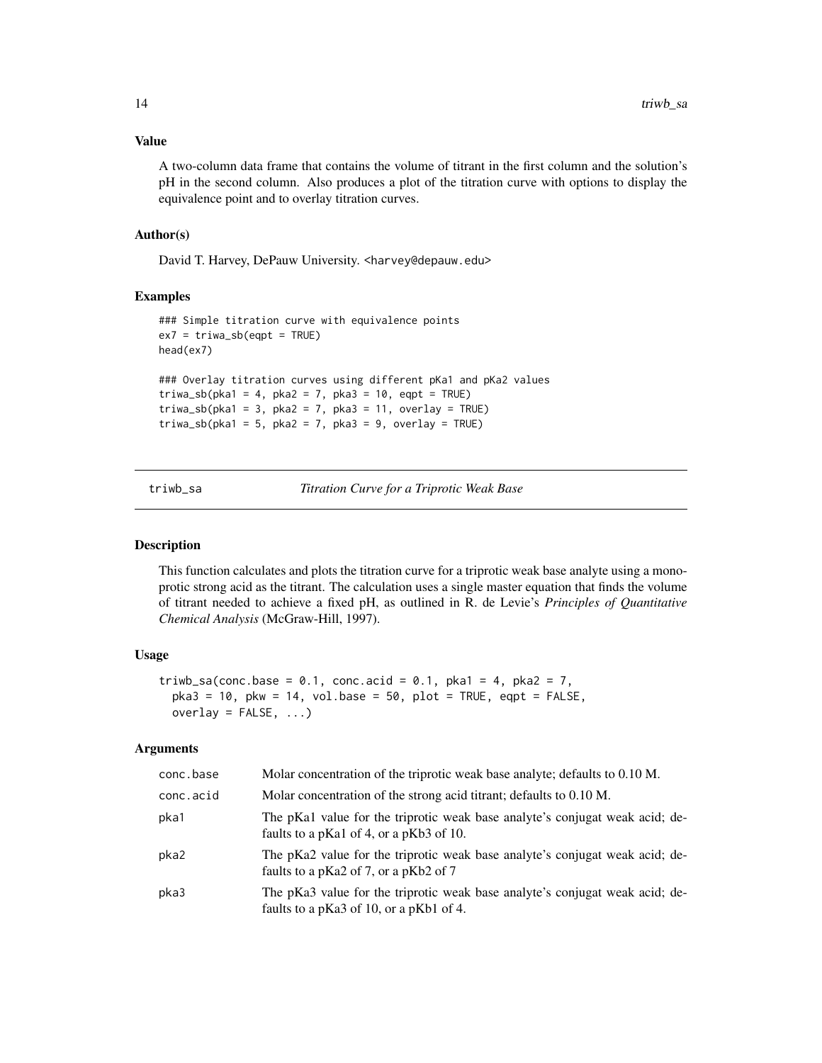### Value

A two-column data frame that contains the volume of titrant in the first column and the solution's pH in the second column. Also produces a plot of the titration curve with options to display the equivalence point and to overlay titration curves.

### Author(s)

David T. Harvey, DePauw University. <harvey@depauw.edu>

### Examples

```
### Simple titration curve with equivalence points
ex7 = triwa_sb(eqpt = TRUE)
head(ex7)

### Overlay titration curves using different pKa1 and pKa2 values
triwa_sb(pka1 = 4, pka2 = 7, pka3 = 10, eqpt = TRUE)
triwa_sb(pka1 = 3, pka2 = 7, pka3 = 11, overlay = TRUE)
triwa_sb(pka1 = 5, pka2 = 7, pka3 = 9, overlay = TRUE)
```

---

## triwb_sa — *Titration Curve for a Triprotic Weak Base*

### Description

This function calculates and plots the titration curve for a triprotic weak base analyte using a monoprotic strong acid as the titrant. The calculation uses a single master equation that finds the volume of titrant needed to achieve a fixed pH, as outlined in R. de Levie's *Principles of Quantitative Chemical Analysis* (McGraw-Hill, 1997).

### Usage

```
triwb_sa(conc.base = 0.1, conc.acid = 0.1, pka1 = 4, pka2 = 7,
  pka3 = 10, pkw = 14, vol.base = 50, plot = TRUE, eqpt = FALSE,
  overlay = FALSE, ...)
```

### Arguments

| | |
|---|---|
| conc.base | Molar concentration of the triprotic weak base analyte; defaults to 0.10 M. |
| conc.acid | Molar concentration of the strong acid titrant; defaults to 0.10 M. |
| pka1 | The pKa1 value for the triprotic weak base analyte's conjugat weak acid; defaults to a pKa1 of 4, or a pKb3 of 10. |
| pka2 | The pKa2 value for the triprotic weak base analyte's conjugat weak acid; defaults to a pKa2 of 7, or a pKb2 of 7 |
| pka3 | The pKa3 value for the triprotic weak base analyte's conjugat weak acid; defaults to a pKa3 of 10, or a pKb1 of 4. |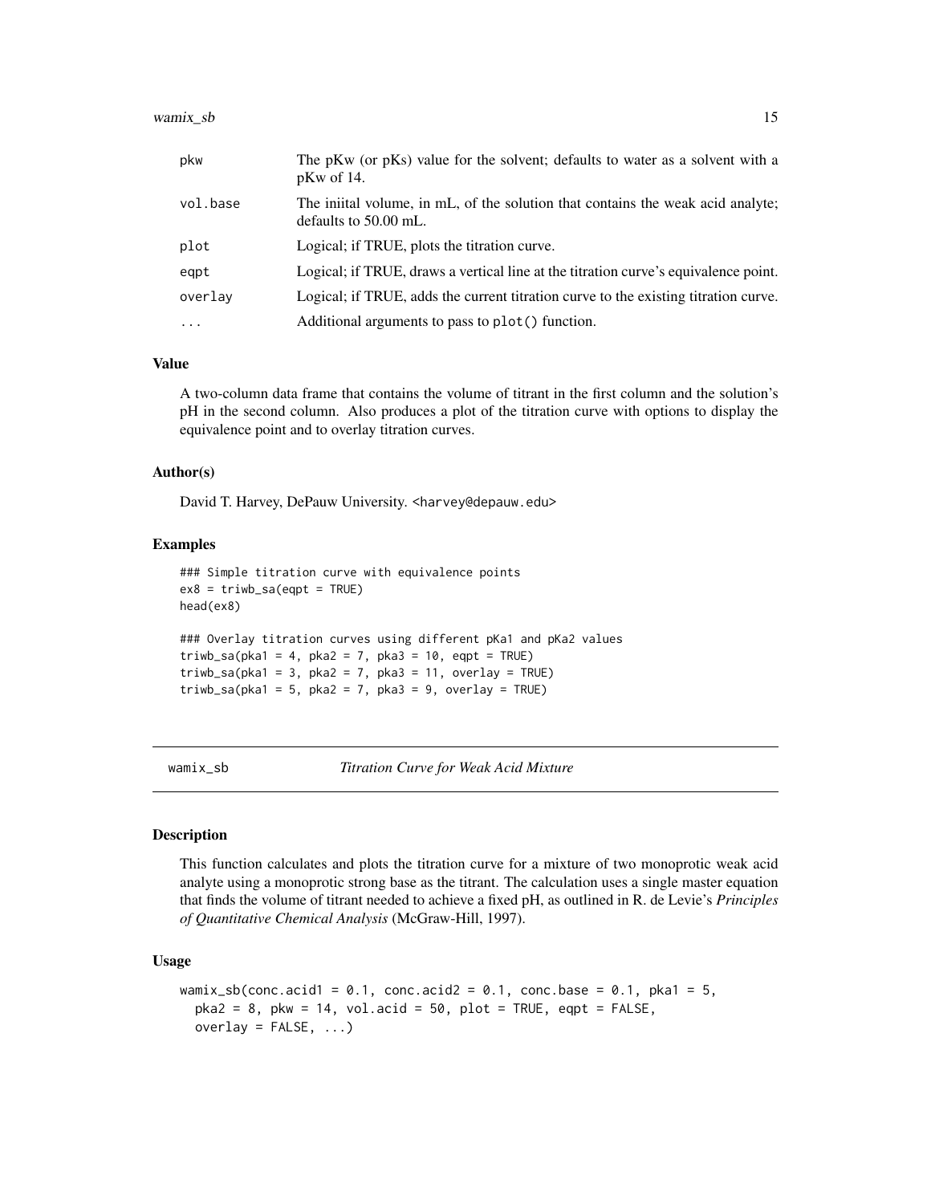| | |
|---|---|
| pkw | The pKw (or pKs) value for the solvent; defaults to water as a solvent with a pKw of 14. |
| vol.base | The iniital volume, in mL, of the solution that contains the weak acid analyte; defaults to 50.00 mL. |
| plot | Logical; if TRUE, plots the titration curve. |
| eqpt | Logical; if TRUE, draws a vertical line at the titration curve's equivalence point. |
| overlay | Logical; if TRUE, adds the current titration curve to the existing titration curve. |
| ... | Additional arguments to pass to plot() function. |

### Value

A two-column data frame that contains the volume of titrant in the first column and the solution's pH in the second column. Also produces a plot of the titration curve with options to display the equivalence point and to overlay titration curves.

### Author(s)

David T. Harvey, DePauw University. <harvey@depauw.edu>

### Examples

```
### Simple titration curve with equivalence points
ex8 = triwb_sa(eqpt = TRUE)
head(ex8)

### Overlay titration curves using different pKa1 and pKa2 values
triwb_sa(pka1 = 4, pka2 = 7, pka3 = 10, eqpt = TRUE)
triwb_sa(pka1 = 3, pka2 = 7, pka3 = 11, overlay = TRUE)
triwb_sa(pka1 = 5, pka2 = 7, pka3 = 9, overlay = TRUE)
```

---

## wamix_sb *Titration Curve for Weak Acid Mixture*

### Description

This function calculates and plots the titration curve for a mixture of two monoprotic weak acid analyte using a monoprotic strong base as the titrant. The calculation uses a single master equation that finds the volume of titrant needed to achieve a fixed pH, as outlined in R. de Levie's *Principles of Quantitative Chemical Analysis* (McGraw-Hill, 1997).

### Usage

```
wamix_sb(conc.acid1 = 0.1, conc.acid2 = 0.1, conc.base = 0.1, pka1 = 5,
  pka2 = 8, pkw = 14, vol.acid = 50, plot = TRUE, eqpt = FALSE,
  overlay = FALSE, ...)
```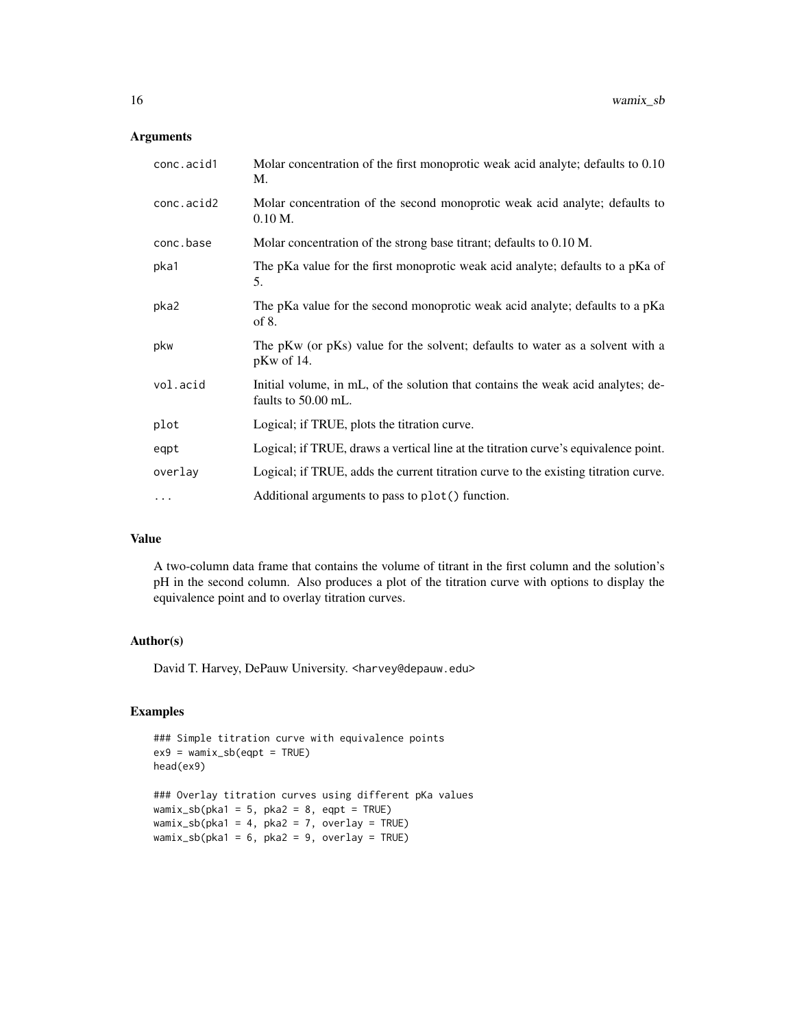## Arguments

| Argument | Description |
| --- | --- |
| conc.acid1 | Molar concentration of the first monoprotic weak acid analyte; defaults to 0.10 M. |
| conc.acid2 | Molar concentration of the second monoprotic weak acid analyte; defaults to 0.10 M. |
| conc.base | Molar concentration of the strong base titrant; defaults to 0.10 M. |
| pka1 | The pKa value for the first monoprotic weak acid analyte; defaults to a pKa of 5. |
| pka2 | The pKa value for the second monoprotic weak acid analyte; defaults to a pKa of 8. |
| pkw | The pKw (or pKs) value for the solvent; defaults to water as a solvent with a pKw of 14. |
| vol.acid | Initial volume, in mL, of the solution that contains the weak acid analytes; defaults to 50.00 mL. |
| plot | Logical; if TRUE, plots the titration curve. |
| eqpt | Logical; if TRUE, draws a vertical line at the titration curve's equivalence point. |
| overlay | Logical; if TRUE, adds the current titration curve to the existing titration curve. |
| ... | Additional arguments to pass to `plot()` function. |

## Value

A two-column data frame that contains the volume of titrant in the first column and the solution's pH in the second column. Also produces a plot of the titration curve with options to display the equivalence point and to overlay titration curves.

## Author(s)

David T. Harvey, DePauw University. <harvey@depauw.edu>

## Examples

```
### Simple titration curve with equivalence points
ex9 = wamix_sb(eqpt = TRUE)
head(ex9)

### Overlay titration curves using different pKa values
wamix_sb(pka1 = 5, pka2 = 8, eqpt = TRUE)
wamix_sb(pka1 = 4, pka2 = 7, overlay = TRUE)
wamix_sb(pka1 = 6, pka2 = 9, overlay = TRUE)
```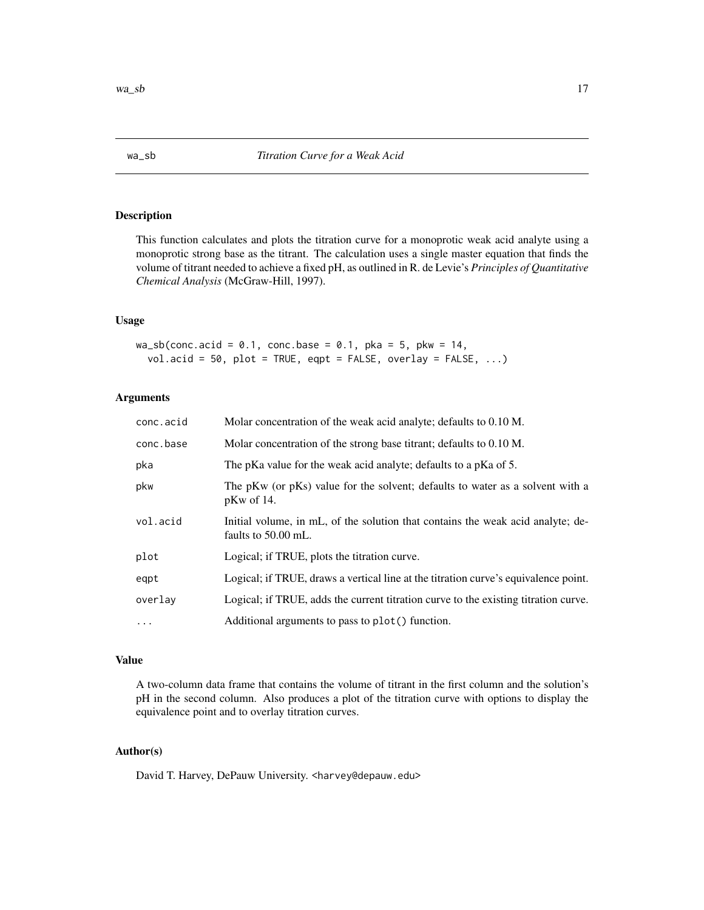## wa_sb *Titration Curve for a Weak Acid*

### Description

This function calculates and plots the titration curve for a monoprotic weak acid analyte using a monoprotic strong base as the titrant. The calculation uses a single master equation that finds the volume of titrant needed to achieve a fixed pH, as outlined in R. de Levie's *Principles of Quantitative Chemical Analysis* (McGraw-Hill, 1997).

### Usage

```
wa_sb(conc.acid = 0.1, conc.base = 0.1, pka = 5, pkw = 14,
  vol.acid = 50, plot = TRUE, eqpt = FALSE, overlay = FALSE, ...)
```

### Arguments

| | |
|---|---|
| conc.acid | Molar concentration of the weak acid analyte; defaults to 0.10 M. |
| conc.base | Molar concentration of the strong base titrant; defaults to 0.10 M. |
| pka | The pKa value for the weak acid analyte; defaults to a pKa of 5. |
| pkw | The pKw (or pKs) value for the solvent; defaults to water as a solvent with a pKw of 14. |
| vol.acid | Initial volume, in mL, of the solution that contains the weak acid analyte; defaults to 50.00 mL. |
| plot | Logical; if TRUE, plots the titration curve. |
| eqpt | Logical; if TRUE, draws a vertical line at the titration curve's equivalence point. |
| overlay | Logical; if TRUE, adds the current titration curve to the existing titration curve. |
| ... | Additional arguments to pass to plot() function. |

### Value

A two-column data frame that contains the volume of titrant in the first column and the solution's pH in the second column. Also produces a plot of the titration curve with options to display the equivalence point and to overlay titration curves.

### Author(s)

David T. Harvey, DePauw University. <harvey@depauw.edu>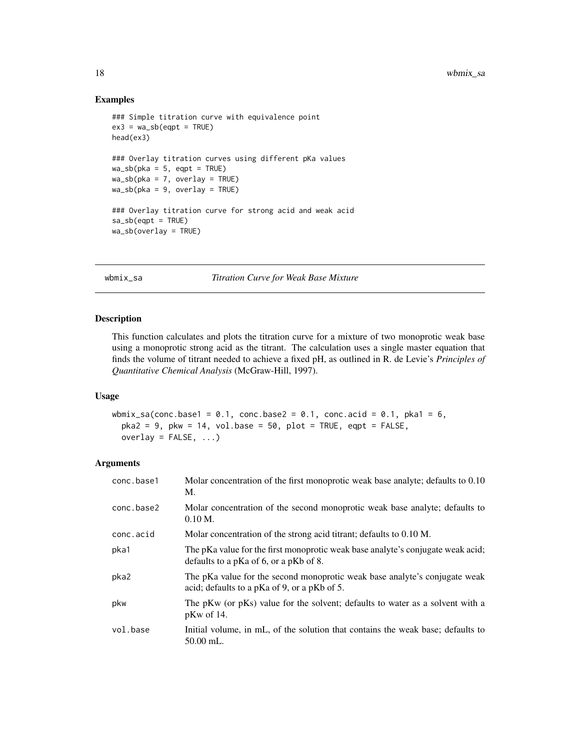## Examples

```
### Simple titration curve with equivalence point
ex3 = wa_sb(eqpt = TRUE)
head(ex3)

### Overlay titration curves using different pKa values
wa_sb(pka = 5, eqpt = TRUE)
wa_sb(pka = 7, overlay = TRUE)
wa_sb(pka = 9, overlay = TRUE)

### Overlay titration curve for strong acid and weak acid
sa_sb(eqpt = TRUE)
wa_sb(overlay = TRUE)
```

---

# wbmix_sa — *Titration Curve for Weak Base Mixture*

## Description

This function calculates and plots the titration curve for a mixture of two monoprotic weak base using a monoprotic strong acid as the titrant. The calculation uses a single master equation that finds the volume of titrant needed to achieve a fixed pH, as outlined in R. de Levie's *Principles of Quantitative Chemical Analysis* (McGraw-Hill, 1997).

## Usage

```
wbmix_sa(conc.base1 = 0.1, conc.base2 = 0.1, conc.acid = 0.1, pka1 = 6,
  pka2 = 9, pkw = 14, vol.base = 50, plot = TRUE, eqpt = FALSE,
  overlay = FALSE, ...)
```

## Arguments

| | |
|---|---|
| conc.base1 | Molar concentration of the first monoprotic weak base analyte; defaults to 0.10 M. |
| conc.base2 | Molar concentration of the second monoprotic weak base analyte; defaults to 0.10 M. |
| conc.acid | Molar concentration of the strong acid titrant; defaults to 0.10 M. |
| pka1 | The pKa value for the first monoprotic weak base analyte's conjugate weak acid; defaults to a pKa of 6, or a pKb of 8. |
| pka2 | The pKa value for the second monoprotic weak base analyte's conjugate weak acid; defaults to a pKa of 9, or a pKb of 5. |
| pkw | The pKw (or pKs) value for the solvent; defaults to water as a solvent with a pKw of 14. |
| vol.base | Initial volume, in mL, of the solution that contains the weak base; defaults to 50.00 mL. |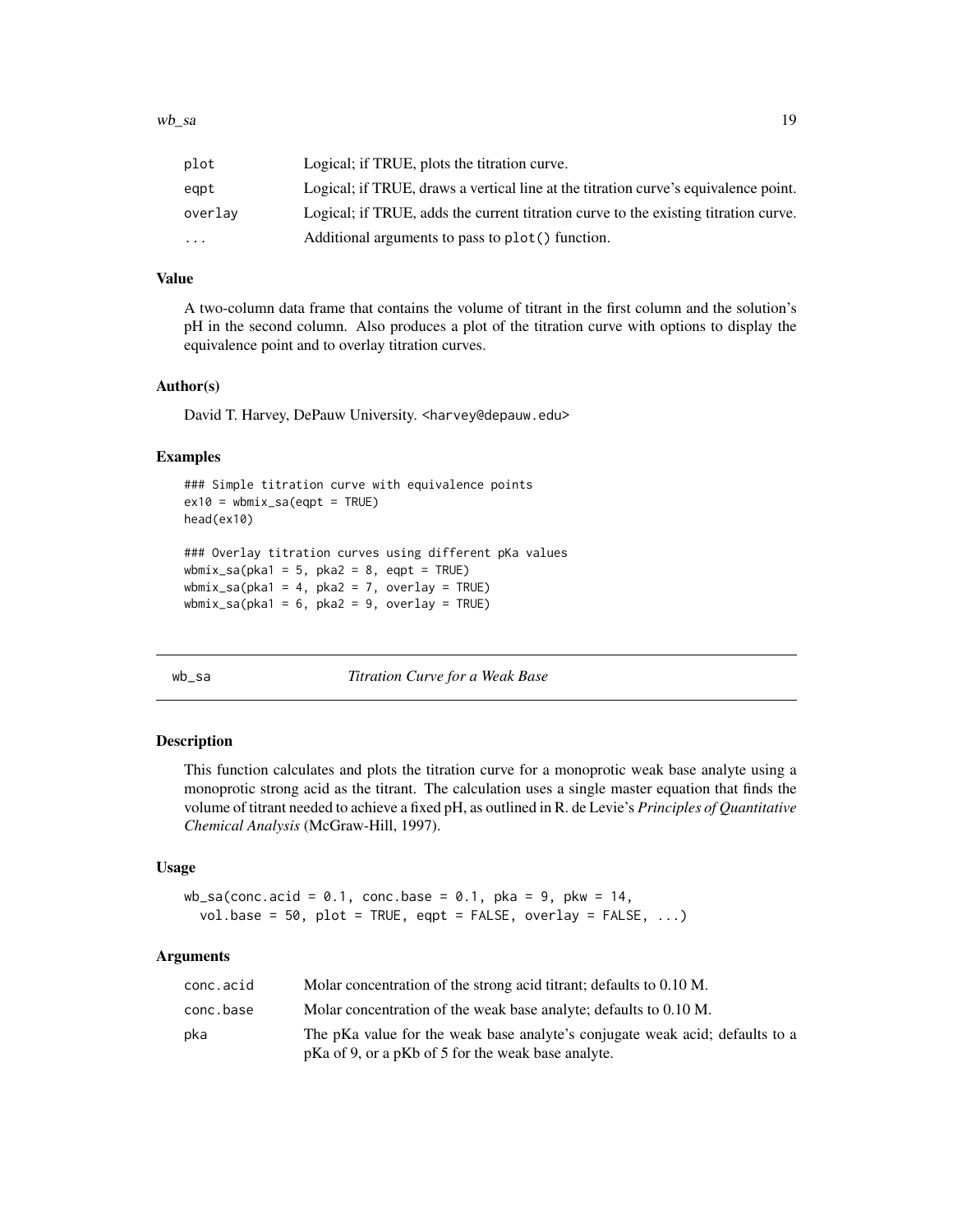| | |
|---|---|
| plot | Logical; if TRUE, plots the titration curve. |
| eqpt | Logical; if TRUE, draws a vertical line at the titration curve's equivalence point. |
| overlay | Logical; if TRUE, adds the current titration curve to the existing titration curve. |
| ... | Additional arguments to pass to plot() function. |

### Value

A two-column data frame that contains the volume of titrant in the first column and the solution's pH in the second column. Also produces a plot of the titration curve with options to display the equivalence point and to overlay titration curves.

### Author(s)

David T. Harvey, DePauw University. <harvey@depauw.edu>

### Examples

```
### Simple titration curve with equivalence points
ex10 = wbmix_sa(eqpt = TRUE)
head(ex10)

### Overlay titration curves using different pKa values
wbmix_sa(pka1 = 5, pka2 = 8, eqpt = TRUE)
wbmix_sa(pka1 = 4, pka2 = 7, overlay = TRUE)
wbmix_sa(pka1 = 6, pka2 = 9, overlay = TRUE)
```

---

## wb_sa — *Titration Curve for a Weak Base*

---

### Description

This function calculates and plots the titration curve for a monoprotic weak base analyte using a monoprotic strong acid as the titrant. The calculation uses a single master equation that finds the volume of titrant needed to achieve a fixed pH, as outlined in R. de Levie's *Principles of Quantitative Chemical Analysis* (McGraw-Hill, 1997).

### Usage

```
wb_sa(conc.acid = 0.1, conc.base = 0.1, pka = 9, pkw = 14,
  vol.base = 50, plot = TRUE, eqpt = FALSE, overlay = FALSE, ...)
```

### Arguments

| | |
|---|---|
| conc.acid | Molar concentration of the strong acid titrant; defaults to 0.10 M. |
| conc.base | Molar concentration of the weak base analyte; defaults to 0.10 M. |
| pka | The pKa value for the weak base analyte's conjugate weak acid; defaults to a pKa of 9, or a pKb of 5 for the weak base analyte. |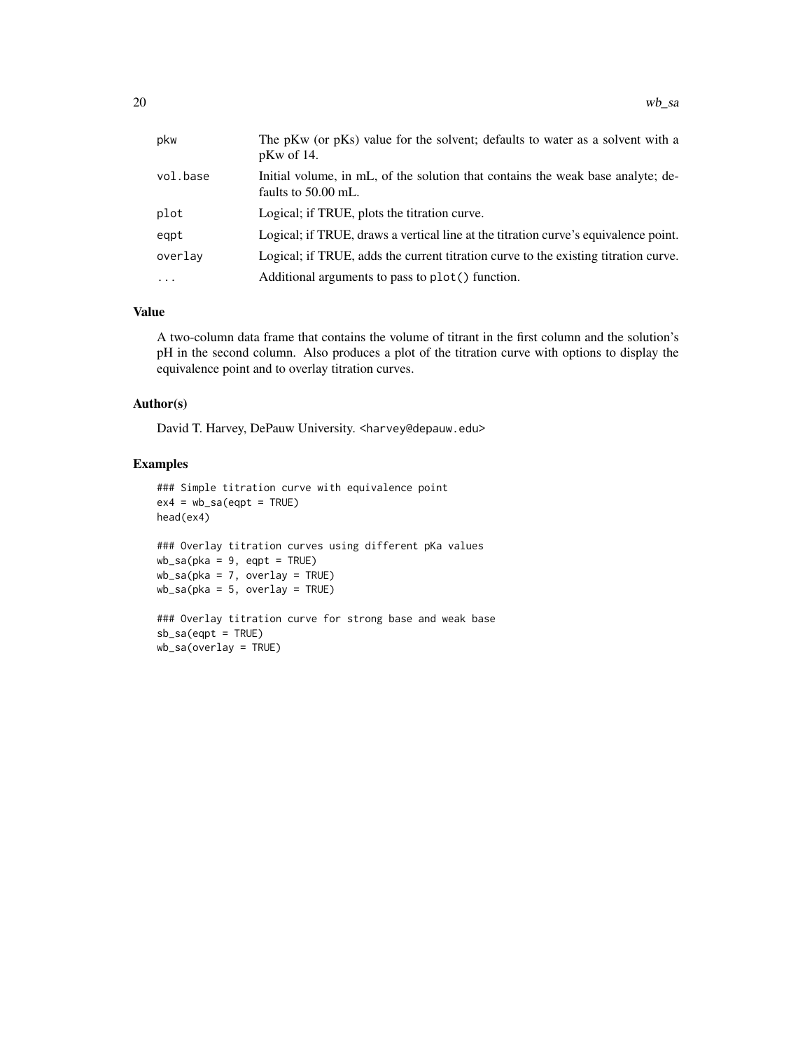| | |
|---|---|
| pkw | The pKw (or pKs) value for the solvent; defaults to water as a solvent with a pKw of 14. |
| vol.base | Initial volume, in mL, of the solution that contains the weak base analyte; defaults to 50.00 mL. |
| plot | Logical; if TRUE, plots the titration curve. |
| eqpt | Logical; if TRUE, draws a vertical line at the titration curve's equivalence point. |
| overlay | Logical; if TRUE, adds the current titration curve to the existing titration curve. |
| ... | Additional arguments to pass to plot() function. |

## Value

A two-column data frame that contains the volume of titrant in the first column and the solution's pH in the second column. Also produces a plot of the titration curve with options to display the equivalence point and to overlay titration curves.

## Author(s)

David T. Harvey, DePauw University. <harvey@depauw.edu>

## Examples

```
### Simple titration curve with equivalence point
ex4 = wb_sa(eqpt = TRUE)
head(ex4)

### Overlay titration curves using different pKa values
wb_sa(pka = 9, eqpt = TRUE)
wb_sa(pka = 7, overlay = TRUE)
wb_sa(pka = 5, overlay = TRUE)

### Overlay titration curve for strong base and weak base
sb_sa(eqpt = TRUE)
wb_sa(overlay = TRUE)
```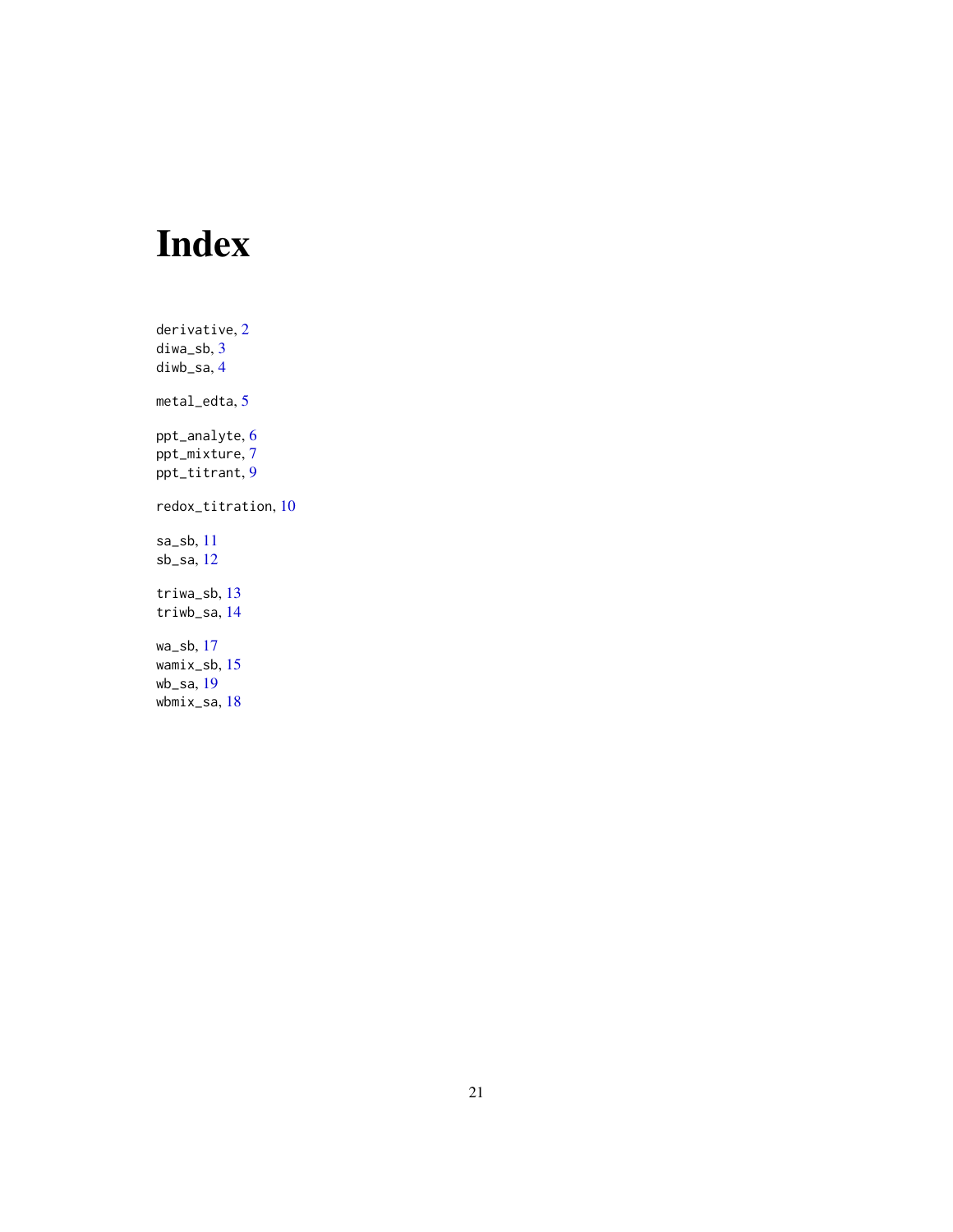# Index

derivative, 2
diwa_sb, 3
diwb_sa, 4

metal_edta, 5

ppt_analyte, 6
ppt_mixture, 7
ppt_titrant, 9

redox_titration, 10

sa_sb, 11
sb_sa, 12

triwa_sb, 13
triwb_sa, 14

wa_sb, 17
wamix_sb, 15
wb_sa, 19
wbmix_sa, 18